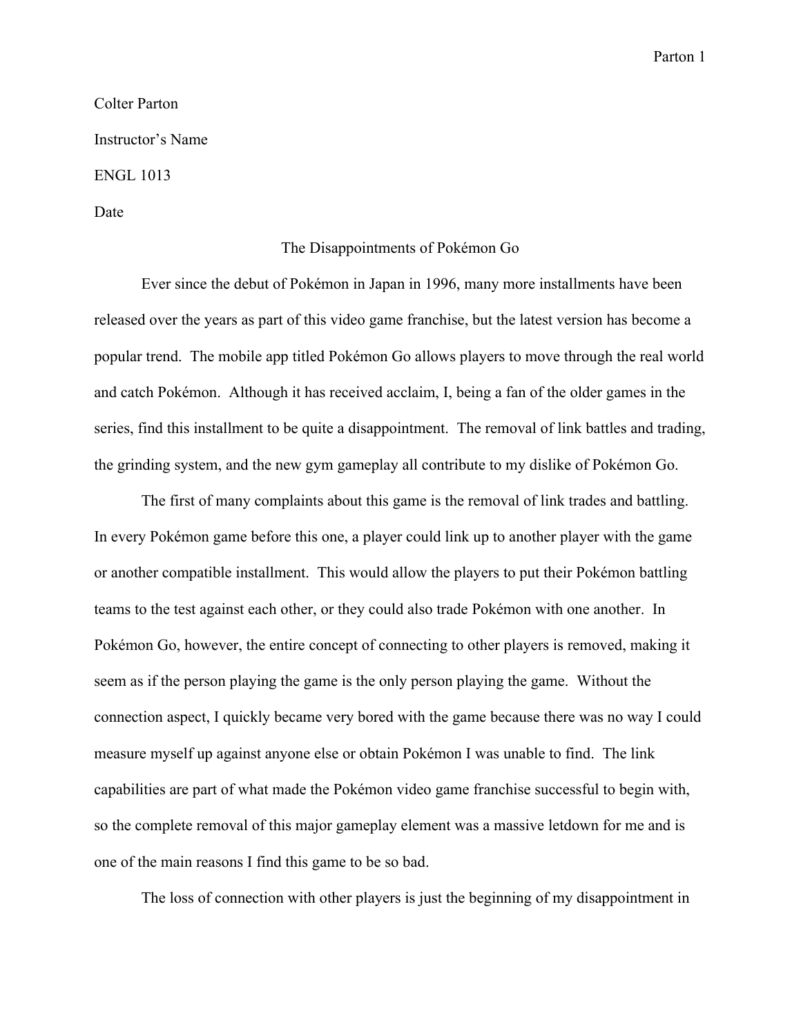Colter Parton

Instructor's Name

ENGL 1013

Date

# The Disappointments of Pokémon Go

Ever since the debut of Pokémon in Japan in 1996, many more installments have been released over the years as part of this video game franchise, but the latest version has become a popular trend. The mobile app titled Pokémon Go allows players to move through the real world and catch Pokémon. Although it has received acclaim, I, being a fan of the older games in the series, find this installment to be quite a disappointment. The removal of link battles and trading, the grinding system, and the new gym gameplay all contribute to my dislike of Pokémon Go.

The first of many complaints about this game is the removal of link trades and battling. In every Pokémon game before this one, a player could link up to another player with the game or another compatible installment. This would allow the players to put their Pokémon battling teams to the test against each other, or they could also trade Pokémon with one another. In Pokémon Go, however, the entire concept of connecting to other players is removed, making it seem as if the person playing the game is the only person playing the game. Without the connection aspect, I quickly became very bored with the game because there was no way I could measure myself up against anyone else or obtain Pokémon I was unable to find. The link capabilities are part of what made the Pokémon video game franchise successful to begin with, so the complete removal of this major gameplay element was a massive letdown for me and is one of the main reasons I find this game to be so bad.

The loss of connection with other players is just the beginning of my disappointment in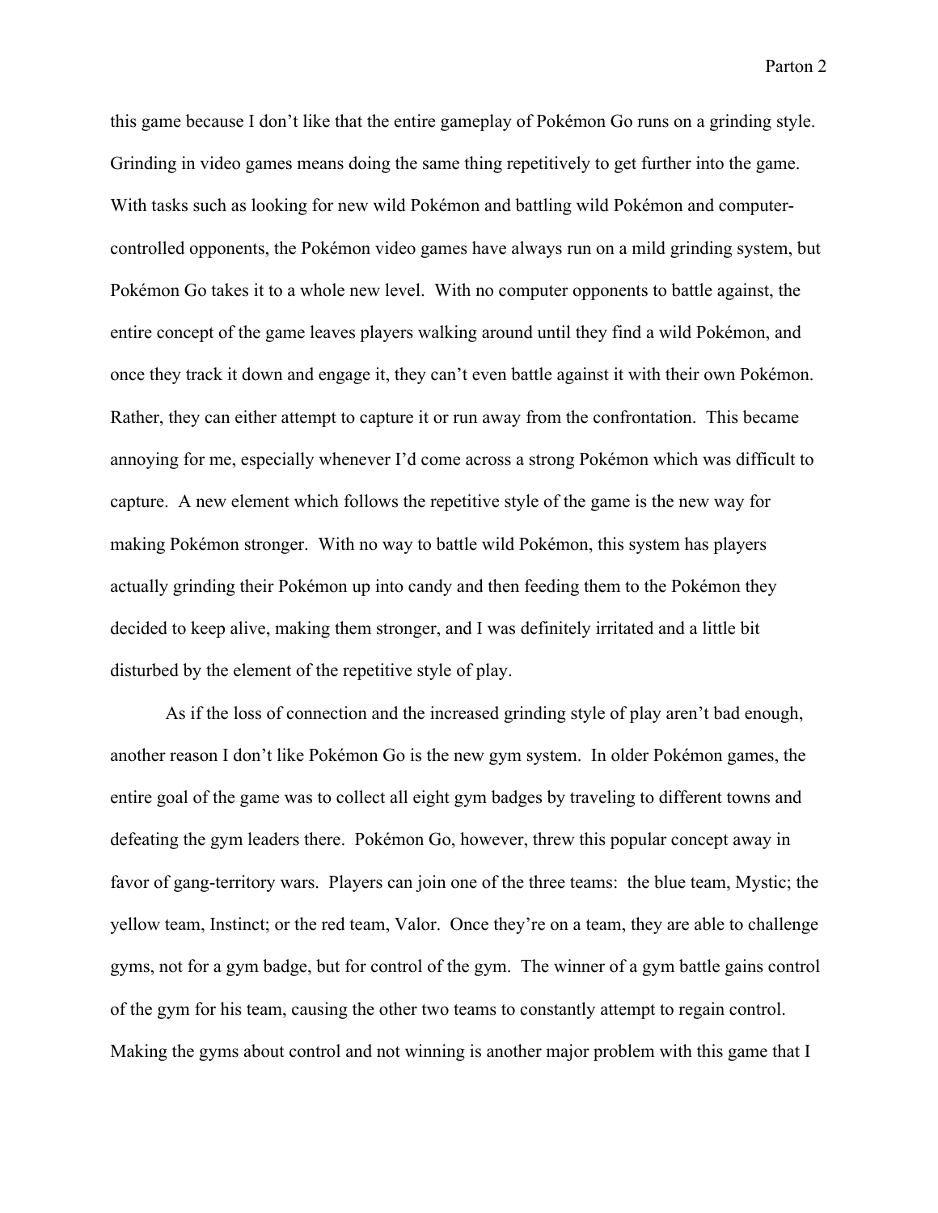this game because I don't like that the entire gameplay of Pokémon Go runs on a grinding style. Grinding in video games means doing the same thing repetitively to get further into the game. With tasks such as looking for new wild Pokémon and battling wild Pokémon and computer-controlled opponents, the Pokémon video games have always run on a mild grinding system, but Pokémon Go takes it to a whole new level. With no computer opponents to battle against, the entire concept of the game leaves players walking around until they find a wild Pokémon, and once they track it down and engage it, they can't even battle against it with their own Pokémon. Rather, they can either attempt to capture it or run away from the confrontation. This became annoying for me, especially whenever I'd come across a strong Pokémon which was difficult to capture. A new element which follows the repetitive style of the game is the new way for making Pokémon stronger. With no way to battle wild Pokémon, this system has players actually grinding their Pokémon up into candy and then feeding them to the Pokémon they decided to keep alive, making them stronger, and I was definitely irritated and a little bit disturbed by the element of the repetitive style of play.

As if the loss of connection and the increased grinding style of play aren't bad enough, another reason I don't like Pokémon Go is the new gym system. In older Pokémon games, the entire goal of the game was to collect all eight gym badges by traveling to different towns and defeating the gym leaders there. Pokémon Go, however, threw this popular concept away in favor of gang-territory wars. Players can join one of the three teams: the blue team, Mystic; the yellow team, Instinct; or the red team, Valor. Once they're on a team, they are able to challenge gyms, not for a gym badge, but for control of the gym. The winner of a gym battle gains control of the gym for his team, causing the other two teams to constantly attempt to regain control. Making the gyms about control and not winning is another major problem with this game that I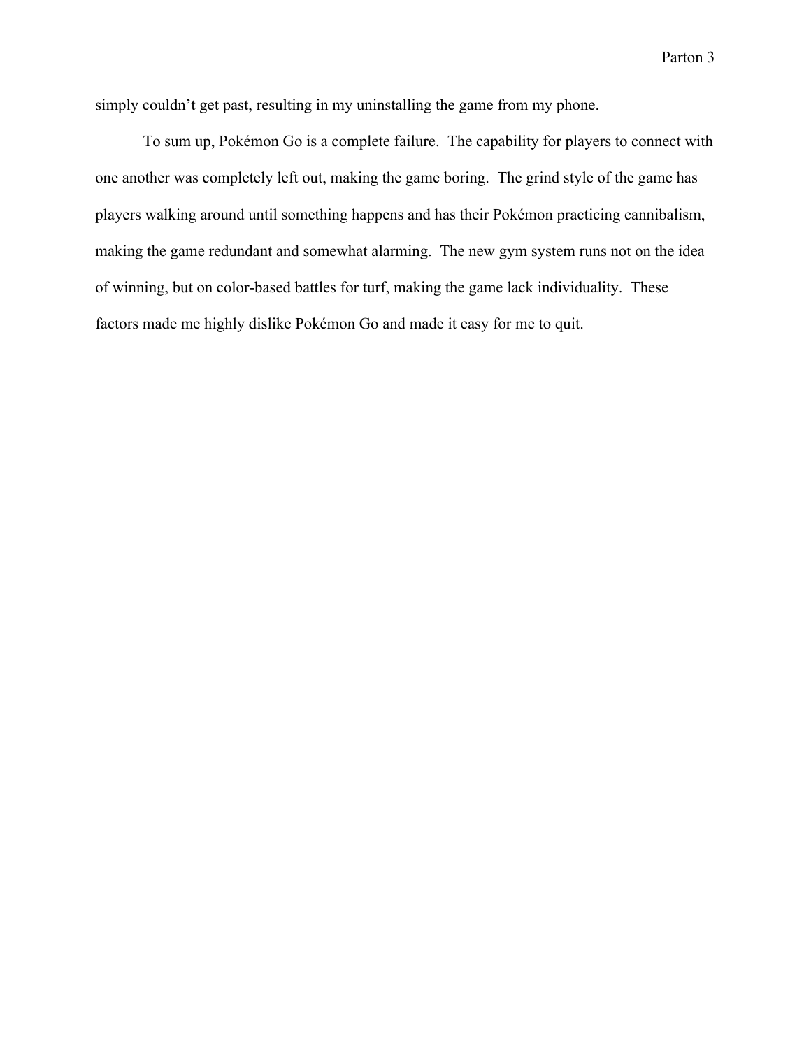simply couldn't get past, resulting in my uninstalling the game from my phone.

To sum up, Pokémon Go is a complete failure. The capability for players to connect with one another was completely left out, making the game boring. The grind style of the game has players walking around until something happens and has their Pokémon practicing cannibalism, making the game redundant and somewhat alarming. The new gym system runs not on the idea of winning, but on color-based battles for turf, making the game lack individuality. These factors made me highly dislike Pokémon Go and made it easy for me to quit.